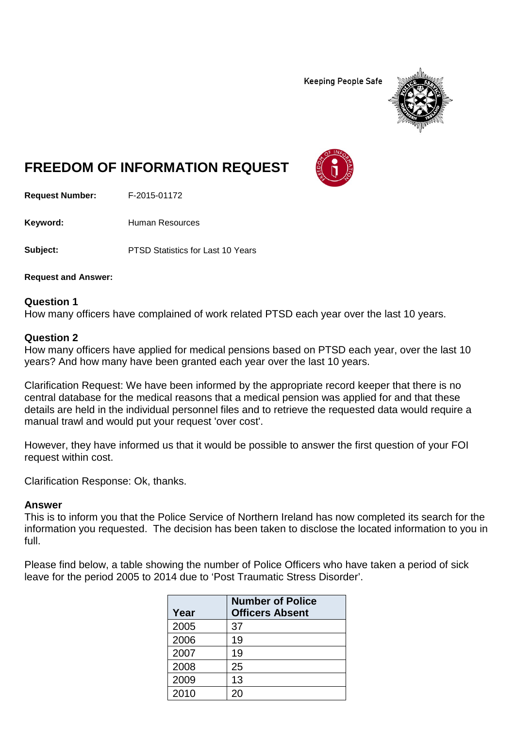Keeping People Safe

# FREEDOM OF INFORMATION REQUEST

**Request Number:** F-2015-01172

**Keyword:** Human Resources

**Subject:** PTSD Statistics for Last 10 Years

**Request and Answer:**

### Question 1

How many officers have complained of work related PTSD each year over the last 10 years.

### Question 2

How many officers have applied for medical pensions based on PTSD each year, over the last 10 years? And how many have been granted each year over the last 10 years.

Clarification Request: We have been informed by the appropriate record keeper that there is no central database for the medical reasons that a medical pension was applied for and that these details are held in the individual personnel files and to retrieve the requested data would require a manual trawl and would put your request 'over cost'.

However, they have informed us that it would be possible to answer the first question of your FOI request within cost.

Clarification Response: Ok, thanks.

### Answer

This is to inform you that the Police Service of Northern Ireland has now completed its search for the information you requested. The decision has been taken to disclose the located information to you in full.

Please find below, a table showing the number of Police Officers who have taken a period of sick leave for the period 2005 to 2014 due to 'Post Traumatic Stress Disorder'.

| Year | Number of Police Officers Absent |
|---|---|
| 2005 | 37 |
| 2006 | 19 |
| 2007 | 19 |
| 2008 | 25 |
| 2009 | 13 |
| 2010 | 20 |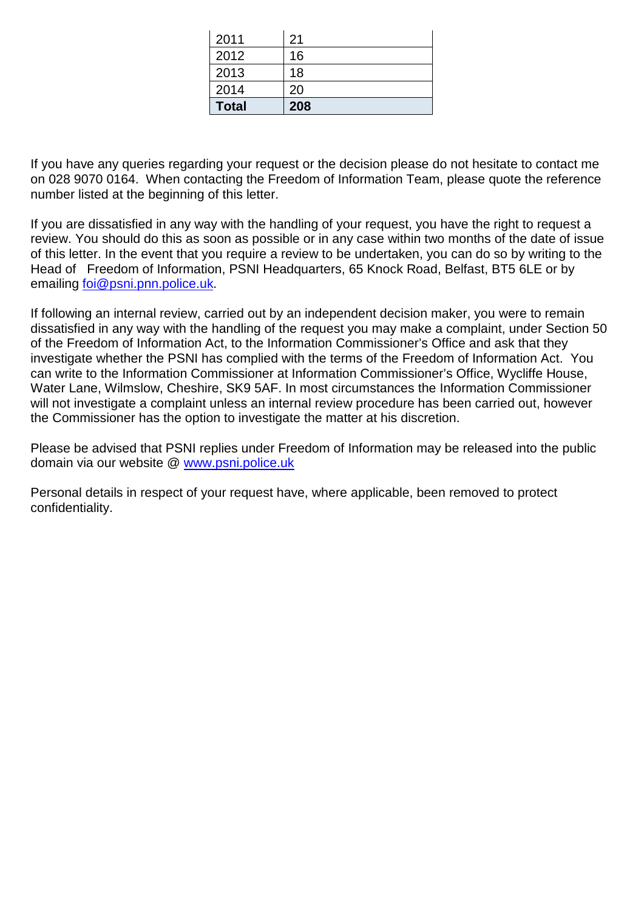| | |
|---|---|
| 2011 | 21 |
| 2012 | 16 |
| 2013 | 18 |
| 2014 | 20 |
| **Total** | **208** |

If you have any queries regarding your request or the decision please do not hesitate to contact me on 028 9070 0164. When contacting the Freedom of Information Team, please quote the reference number listed at the beginning of this letter.

If you are dissatisfied in any way with the handling of your request, you have the right to request a review. You should do this as soon as possible or in any case within two months of the date of issue of this letter. In the event that you require a review to be undertaken, you can do so by writing to the Head of Freedom of Information, PSNI Headquarters, 65 Knock Road, Belfast, BT5 6LE or by emailing foi@psni.pnn.police.uk.

If following an internal review, carried out by an independent decision maker, you were to remain dissatisfied in any way with the handling of the request you may make a complaint, under Section 50 of the Freedom of Information Act, to the Information Commissioner's Office and ask that they investigate whether the PSNI has complied with the terms of the Freedom of Information Act. You can write to the Information Commissioner at Information Commissioner's Office, Wycliffe House, Water Lane, Wilmslow, Cheshire, SK9 5AF. In most circumstances the Information Commissioner will not investigate a complaint unless an internal review procedure has been carried out, however the Commissioner has the option to investigate the matter at his discretion.

Please be advised that PSNI replies under Freedom of Information may be released into the public domain via our website @ www.psni.police.uk

Personal details in respect of your request have, where applicable, been removed to protect confidentiality.